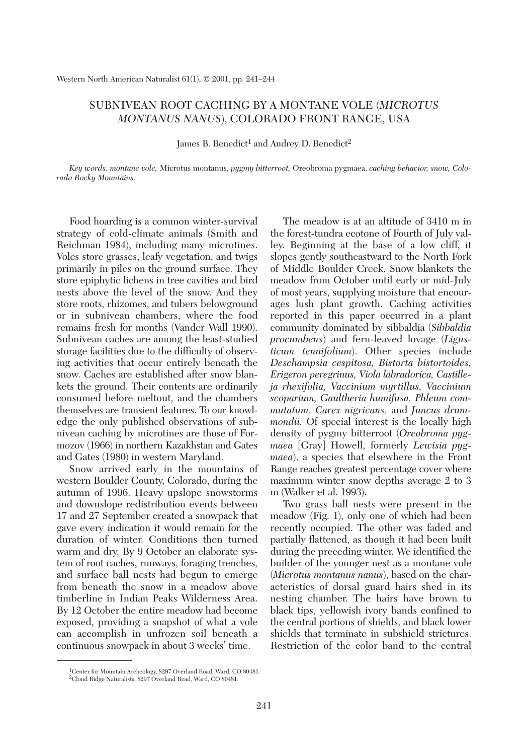# SUBNIVEAN ROOT CACHING BY A MONTANE VOLE (*MICROTUS MONTANUS NANUS*), COLORADO FRONT RANGE, USA

James B. Benedict[1] and Audrey D. Benedict[2]

*Key words: montane vole,* Microtus montanus, *pygmy bitterroot,* Oreobroma pygmaea, *caching behavior, snow, Colorado Rocky Mountains.*

Food hoarding is a common winter-survival strategy of cold-climate animals (Smith and Reichman 1984), including many microtines. Voles store grasses, leafy vegetation, and twigs primarily in piles on the ground surface. They store epiphytic lichens in tree cavities and bird nests above the level of the snow. And they store roots, rhizomes, and tubers belowground or in subnivean chambers, where the food remains fresh for months (Vander Wall 1990). Subnivean caches are among the least-studied storage facilities due to the difficulty of observing activities that occur entirely beneath the snow. Caches are established after snow blankets the ground. Their contents are ordinarily consumed before meltout, and the chambers themselves are transient features. To our knowledge the only published observations of subnivean caching by microtines are those of Formozov (1966) in northern Kazakhstan and Gates and Gates (1980) in western Maryland.

Snow arrived early in the mountains of western Boulder County, Colorado, during the autumn of 1996. Heavy upslope snowstorms and downslope redistribution events between 17 and 27 September created a snowpack that gave every indication it would remain for the duration of winter. Conditions then turned warm and dry. By 9 October an elaborate system of root caches, runways, foraging trenches, and surface ball nests had begun to emerge from beneath the snow in a meadow above timberline in Indian Peaks Wilderness Area. By 12 October the entire meadow had become exposed, providing a snapshot of what a vole can accomplish in unfrozen soil beneath a continuous snowpack in about 3 weeks' time.

The meadow is at an altitude of 3410 m in the forest-tundra ecotone of Fourth of July valley. Beginning at the base of a low cliff, it slopes gently southeastward to the North Fork of Middle Boulder Creek. Snow blankets the meadow from October until early or mid-July of most years, supplying moisture that encourages lush plant growth. Caching activities reported in this paper occurred in a plant community dominated by sibbaldia (*Sibbaldia procumbens*) and fern-leaved lovage (*Ligusticum tenuifolium*). Other species include *Deschampsia cespitosa, Bistorta bistortoides, Erigeron peregrinus, Viola labradorica, Castilleja rhexifolia, Vaccinium myrtillus, Vaccinium scoparium, Gaultheria humifusa, Phleum commutatum, Carex nigricans,* and *Juncus drummondii.* Of special interest is the locally high density of pygmy bitterroot (*Oreobroma pygmaea* [Gray] Howell, formerly *Lewisia pygmaea*), a species that elsewhere in the Front Range reaches greatest percentage cover where maximum winter snow depths average 2 to 3 m (Walker et al. 1993).

Two grass ball nests were present in the meadow (Fig. 1), only one of which had been recently occupied. The other was faded and partially flattened, as though it had been built during the preceding winter. We identified the builder of the younger nest as a montane vole (*Microtus montanus nanus*), based on the characteristics of dorsal guard hairs shed in its nesting chamber. The hairs have brown to black tips, yellowish ivory bands confined to the central portions of shields, and black lower shields that terminate in subshield strictures. Restriction of the color band to the central

[1]Center for Mountain Archeology, 8297 Overland Road, Ward, CO 80481.
[2]Cloud Ridge Naturalists, 8297 Overland Road, Ward, CO 80481.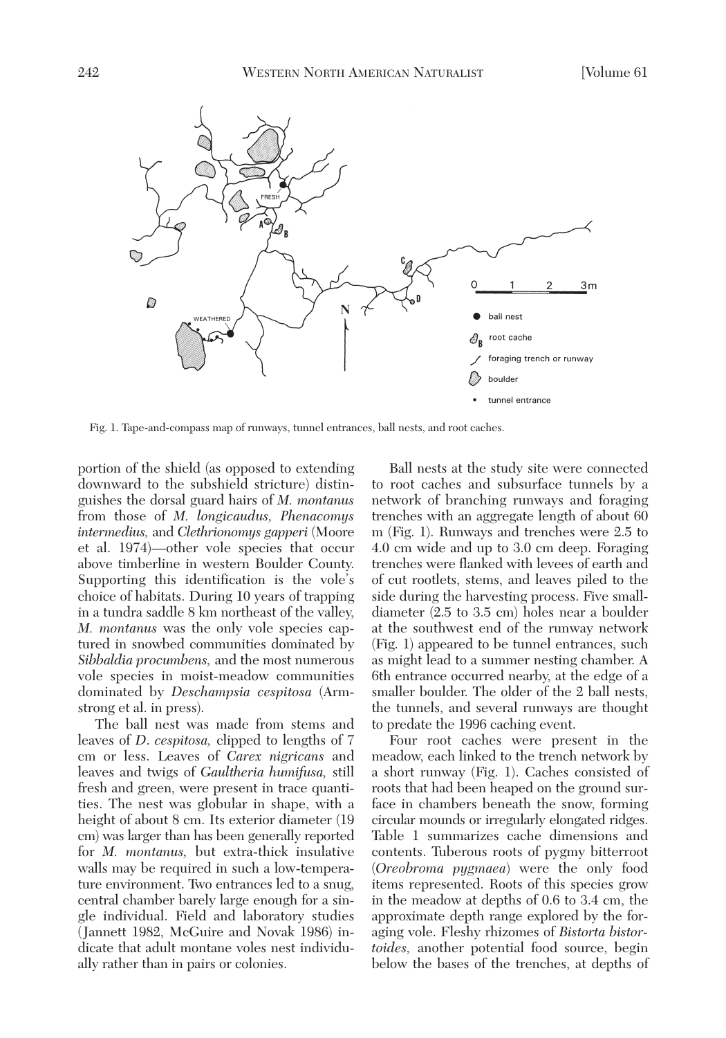Fig. 1. Tape-and-compass map of runways, tunnel entrances, ball nests, and root caches.

portion of the shield (as opposed to extending downward to the subshield stricture) distinguishes the dorsal guard hairs of *M. montanus* from those of *M. longicaudus, Phenacomys intermedius,* and *Clethrionomys gapperi* (Moore et al. 1974)—other vole species that occur above timberline in western Boulder County. Supporting this identification is the vole's choice of habitats. During 10 years of trapping in a tundra saddle 8 km northeast of the valley, *M. montanus* was the only vole species captured in snowbed communities dominated by *Sibbaldia procumbens,* and the most numerous vole species in moist-meadow communities dominated by *Deschampsia cespitosa* (Armstrong et al. in press).

The ball nest was made from stems and leaves of *D. cespitosa,* clipped to lengths of 7 cm or less. Leaves of *Carex nigricans* and leaves and twigs of *Gaultheria humifusa,* still fresh and green, were present in trace quantities. The nest was globular in shape, with a height of about 8 cm. Its exterior diameter (19 cm) was larger than has been generally reported for *M. montanus,* but extra-thick insulative walls may be required in such a low-temperature environment. Two entrances led to a snug, central chamber barely large enough for a single individual. Field and laboratory studies (Jannett 1982, McGuire and Novak 1986) indicate that adult montane voles nest individually rather than in pairs or colonies.

Ball nests at the study site were connected to root caches and subsurface tunnels by a network of branching runways and foraging trenches with an aggregate length of about 60 m (Fig. 1). Runways and trenches were 2.5 to 4.0 cm wide and up to 3.0 cm deep. Foraging trenches were flanked with levees of earth and of cut rootlets, stems, and leaves piled to the side during the harvesting process. Five small-diameter (2.5 to 3.5 cm) holes near a boulder at the southwest end of the runway network (Fig. 1) appeared to be tunnel entrances, such as might lead to a summer nesting chamber. A 6th entrance occurred nearby, at the edge of a smaller boulder. The older of the 2 ball nests, the tunnels, and several runways are thought to predate the 1996 caching event.

Four root caches were present in the meadow, each linked to the trench network by a short runway (Fig. 1). Caches consisted of roots that had been heaped on the ground surface in chambers beneath the snow, forming circular mounds or irregularly elongated ridges. Table 1 summarizes cache dimensions and contents. Tuberous roots of pygmy bitterroot (*Oreobroma pygmaea*) were the only food items represented. Roots of this species grow in the meadow at depths of 0.6 to 3.4 cm, the approximate depth range explored by the foraging vole. Fleshy rhizomes of *Bistorta bistortoides,* another potential food source, begin below the bases of the trenches, at depths of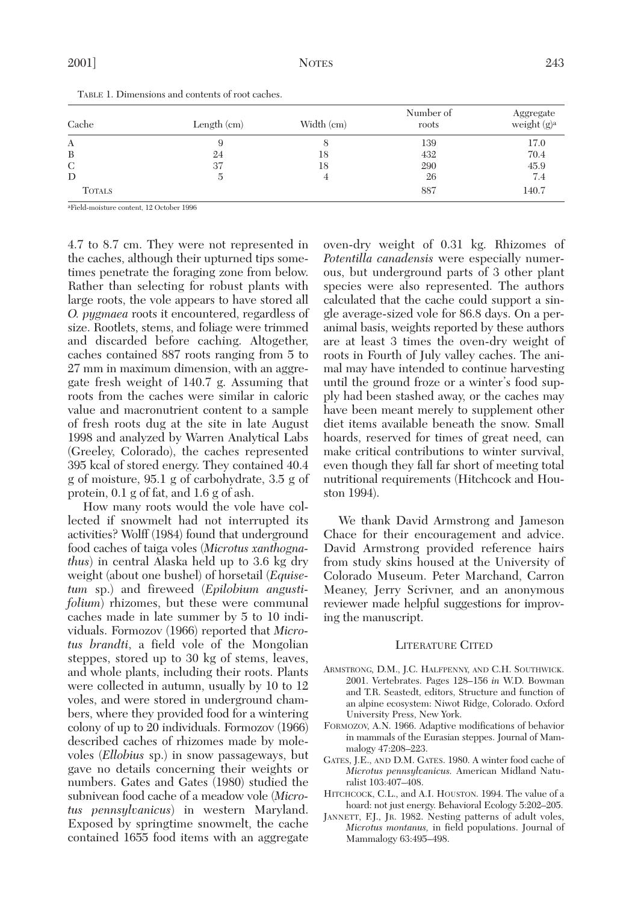TABLE 1. Dimensions and contents of root caches.

| Cache | Length (cm) | Width (cm) | Number of roots | Aggregate weight (g)[a] |
|---|---|---|---|---|
| A | 9 | 8 | 139 | 17.0 |
| B | 24 | 18 | 432 | 70.4 |
| C | 37 | 18 | 290 | 45.9 |
| D | 5 | 4 | 26 | 7.4 |
| TOTALS | | | 887 | 140.7 |

[a]Field-moisture content, 12 October 1996

4.7 to 8.7 cm. They were not represented in the caches, although their upturned tips sometimes penetrate the foraging zone from below. Rather than selecting for robust plants with large roots, the vole appears to have stored all *O. pygmaea* roots it encountered, regardless of size. Rootlets, stems, and foliage were trimmed and discarded before caching. Altogether, caches contained 887 roots ranging from 5 to 27 mm in maximum dimension, with an aggregate fresh weight of 140.7 g. Assuming that roots from the caches were similar in caloric value and macronutrient content to a sample of fresh roots dug at the site in late August 1998 and analyzed by Warren Analytical Labs (Greeley, Colorado), the caches represented 395 kcal of stored energy. They contained 40.4 g of moisture, 95.1 g of carbohydrate, 3.5 g of protein, 0.1 g of fat, and 1.6 g of ash.

How many roots would the vole have collected if snowmelt had not interrupted its activities? Wolff (1984) found that underground food caches of taiga voles (*Microtus xanthognathus*) in central Alaska held up to 3.6 kg dry weight (about one bushel) of horsetail (*Equisetum* sp.) and fireweed (*Epilobium angustifolium*) rhizomes, but these were communal caches made in late summer by 5 to 10 individuals. Formozov (1966) reported that *Microtus brandti*, a field vole of the Mongolian steppes, stored up to 30 kg of stems, leaves, and whole plants, including their roots. Plants were collected in autumn, usually by 10 to 12 voles, and were stored in underground chambers, where they provided food for a wintering colony of up to 20 individuals. Formozov (1966) described caches of rhizomes made by mole-voles (*Ellobius* sp.) in snow passageways, but gave no details concerning their weights or numbers. Gates and Gates (1980) studied the subnivean food cache of a meadow vole (*Microtus pennsylvanicus*) in western Maryland. Exposed by springtime snowmelt, the cache contained 1655 food items with an aggregate oven-dry weight of 0.31 kg. Rhizomes of *Potentilla canadensis* were especially numerous, but underground parts of 3 other plant species were also represented. The authors calculated that the cache could support a single average-sized vole for 86.8 days. On a per-animal basis, weights reported by these authors are at least 3 times the oven-dry weight of roots in Fourth of July valley caches. The animal may have intended to continue harvesting until the ground froze or a winter's food supply had been stashed away, or the caches may have been meant merely to supplement other diet items available beneath the snow. Small hoards, reserved for times of great need, can make critical contributions to winter survival, even though they fall far short of meeting total nutritional requirements (Hitchcock and Houston 1994).

We thank David Armstrong and Jameson Chace for their encouragement and advice. David Armstrong provided reference hairs from study skins housed at the University of Colorado Museum. Peter Marchand, Carron Meaney, Jerry Scrivner, and an anonymous reviewer made helpful suggestions for improving the manuscript.

## LITERATURE CITED

ARMSTRONG, D.M., J.C. HALFPENNY, AND C.H. SOUTHWICK. 2001. Vertebrates. Pages 128–156 *in* W.D. Bowman and T.R. Seastedt, editors, Structure and function of an alpine ecosystem: Niwot Ridge, Colorado. Oxford University Press, New York.

FORMOZOV, A.N. 1966. Adaptive modifications of behavior in mammals of the Eurasian steppes. Journal of Mammalogy 47:208–223.

GATES, J.E., AND D.M. GATES. 1980. A winter food cache of *Microtus pennsylvanicus.* American Midland Naturalist 103:407–408.

HITCHCOCK, C.L., and A.I. HOUSTON. 1994. The value of a hoard: not just energy. Behavioral Ecology 5:202–205.

JANNETT, F.J., JR. 1982. Nesting patterns of adult voles, *Microtus montanus,* in field populations. Journal of Mammalogy 63:495–498.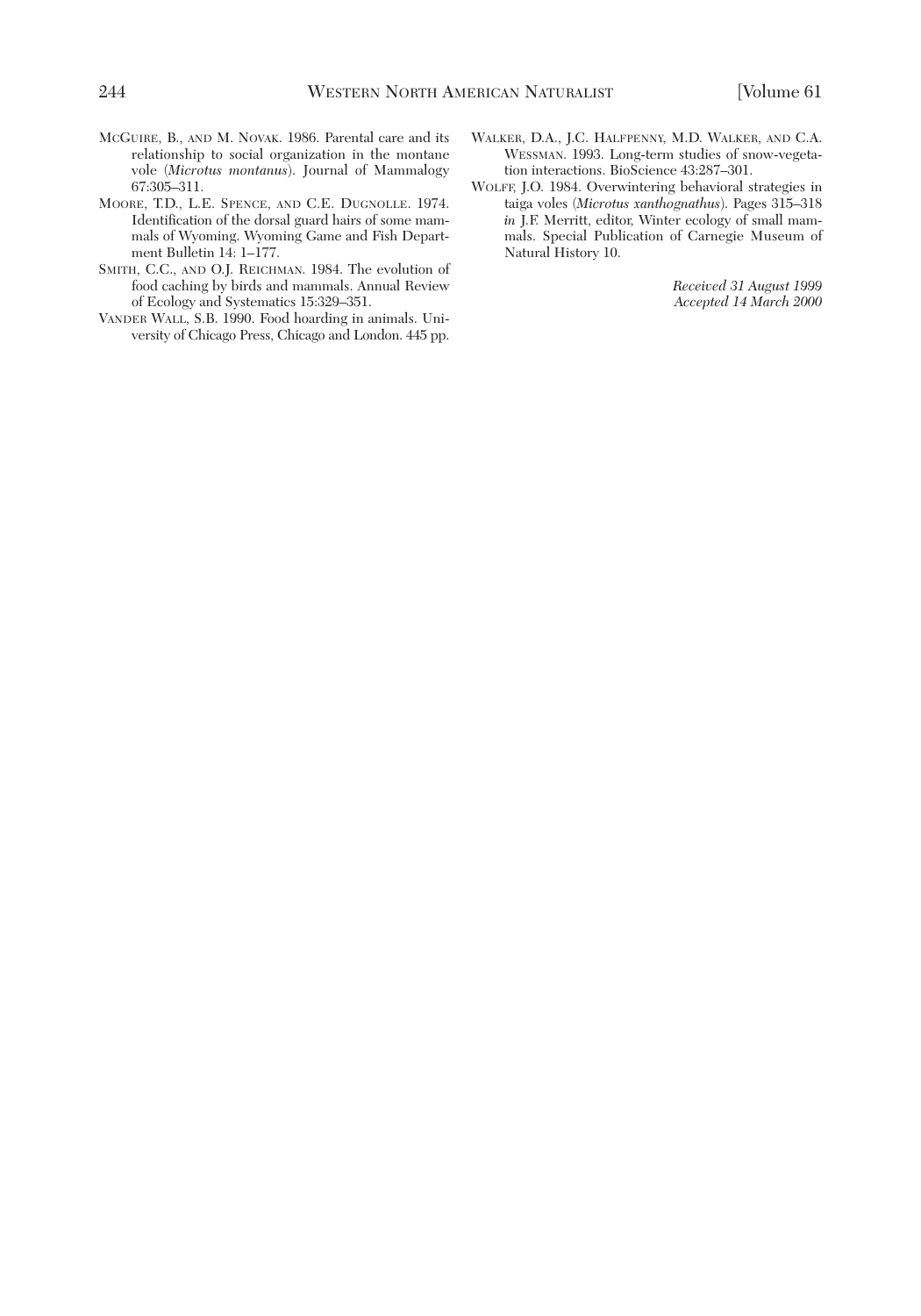MCGUIRE, B., AND M. NOVAK. 1986. Parental care and its relationship to social organization in the montane vole (*Microtus montanus*). Journal of Mammalogy 67:305–311.

MOORE, T.D., L.E. SPENCE, AND C.E. DUGNOLLE. 1974. Identification of the dorsal guard hairs of some mammals of Wyoming. Wyoming Game and Fish Department Bulletin 14: 1–177.

SMITH, C.C., AND O.J. REICHMAN. 1984. The evolution of food caching by birds and mammals. Annual Review of Ecology and Systematics 15:329–351.

VANDER WALL, S.B. 1990. Food hoarding in animals. University of Chicago Press, Chicago and London. 445 pp.

WALKER, D.A., J.C. HALFPENNY, M.D. WALKER, AND C.A. WESSMAN. 1993. Long-term studies of snow-vegetation interactions. BioScience 43:287–301.

WOLFF, J.O. 1984. Overwintering behavioral strategies in taiga voles (*Microtus xanthognathus*). Pages 315–318 *in* J.F. Merritt, editor, Winter ecology of small mammals. Special Publication of Carnegie Museum of Natural History 10.

*Received 31 August 1999*
*Accepted 14 March 2000*